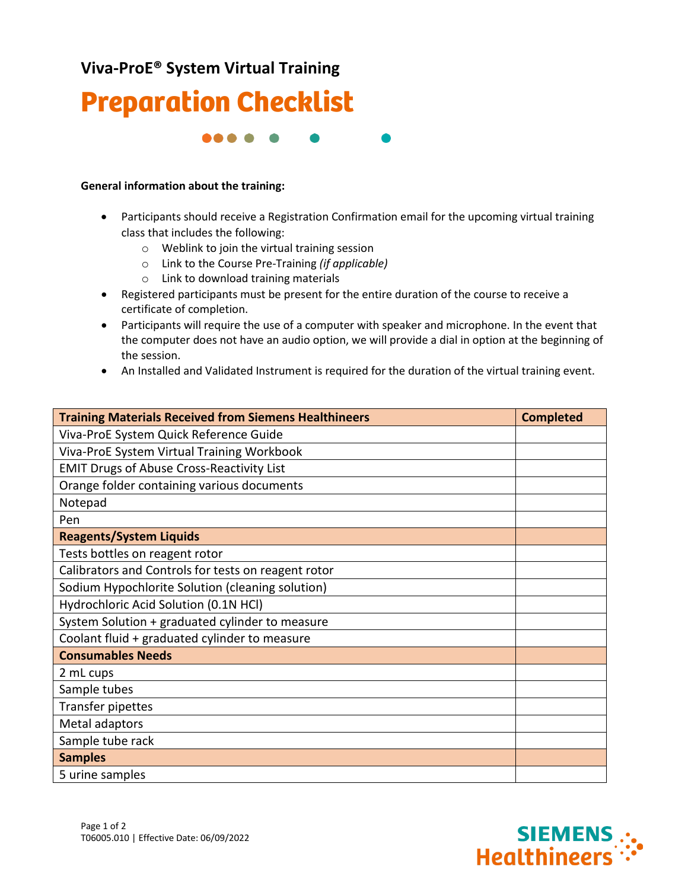## Viva-ProE® System Virtual Training

# Preparation Checklist

**General information about the training:**

- Participants should receive a Registration Confirmation email for the upcoming virtual training class that includes the following:
  - Weblink to join the virtual training session
  - Link to the Course Pre-Training *(if applicable)*
  - Link to download training materials
- Registered participants must be present for the entire duration of the course to receive a certificate of completion.
- Participants will require the use of a computer with speaker and microphone. In the event that the computer does not have an audio option, we will provide a dial in option at the beginning of the session.
- An Installed and Validated Instrument is required for the duration of the virtual training event.

| Training Materials Received from Siemens Healthineers | Completed |
|---|---|
| Viva-ProE System Quick Reference Guide | |
| Viva-ProE System Virtual Training Workbook | |
| EMIT Drugs of Abuse Cross-Reactivity List | |
| Orange folder containing various documents | |
| Notepad | |
| Pen | |
| **Reagents/System Liquids** | |
| Tests bottles on reagent rotor | |
| Calibrators and Controls for tests on reagent rotor | |
| Sodium Hypochlorite Solution (cleaning solution) | |
| Hydrochloric Acid Solution (0.1N HCl) | |
| System Solution + graduated cylinder to measure | |
| Coolant fluid + graduated cylinder to measure | |
| **Consumables Needs** | |
| 2 mL cups | |
| Sample tubes | |
| Transfer pipettes | |
| Metal adaptors | |
| Sample tube rack | |
| **Samples** | |
| 5 urine samples | |

T06005.010 | Effective Date: 06/09/2022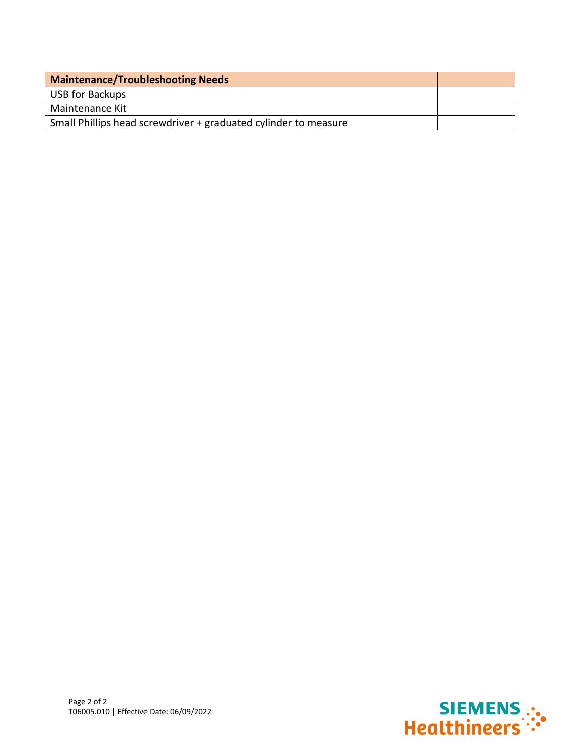| Maintenance/Troubleshooting Needs | |
|---|---|
| USB for Backups | |
| Maintenance Kit | |
| Small Phillips head screwdriver + graduated cylinder to measure | |